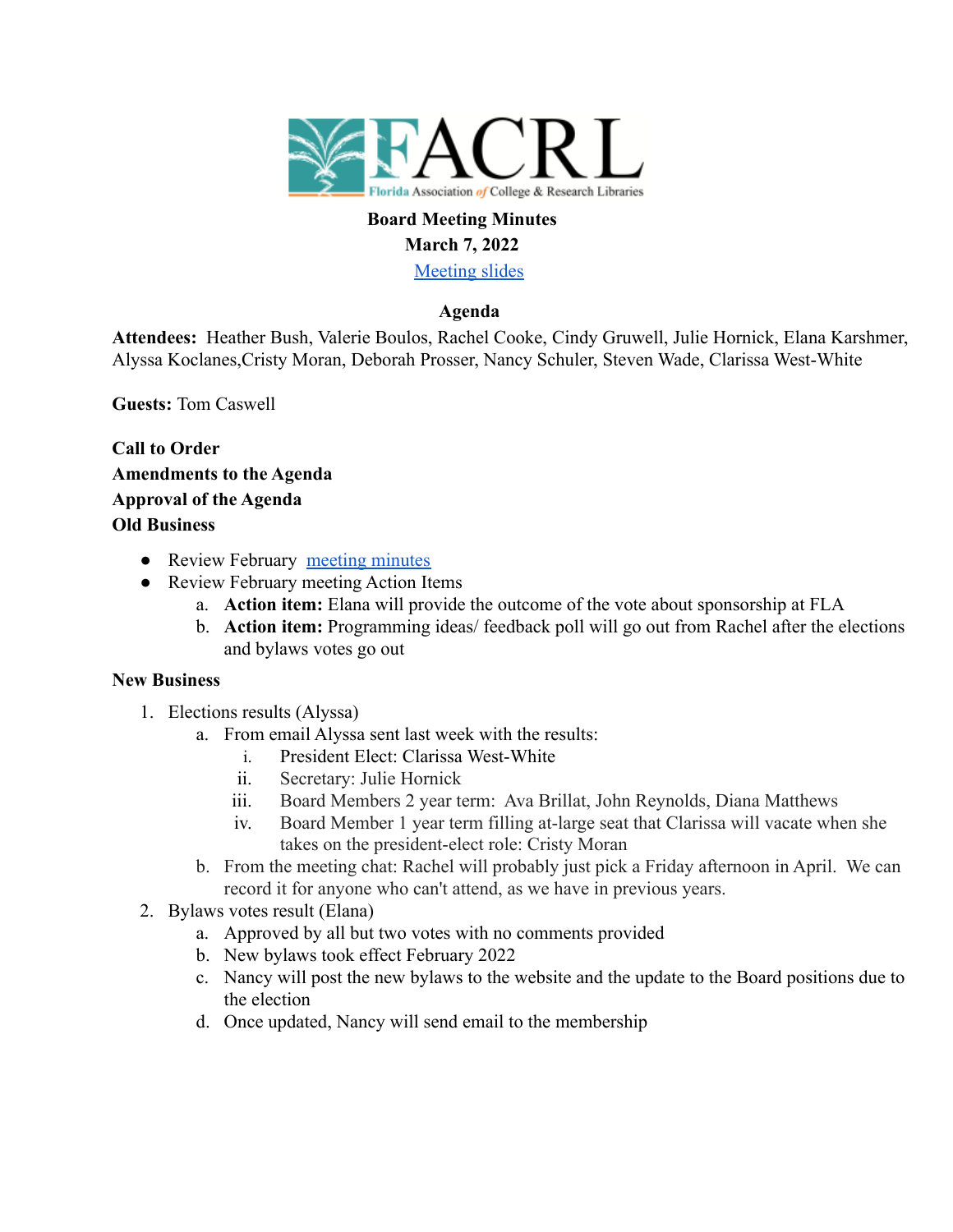FACRL

Florida Association of College & Research Libraries

# Board Meeting Minutes

**March 7, 2022**

[Meeting slides]

## Agenda

**Attendees:** Heather Bush, Valerie Boulos, Rachel Cooke, Cindy Gruwell, Julie Hornick, Elana Karshmer, Alyssa Koclanes,Cristy Moran, Deborah Prosser, Nancy Schuler, Steven Wade, Clarissa West-White

**Guests:** Tom Caswell

**Call to Order**
**Amendments to the Agenda**
**Approval of the Agenda**
**Old Business**

- Review February [meeting minutes]
- Review February meeting Action Items
  a. **Action item:** Elana will provide the outcome of the vote about sponsorship at FLA
  b. **Action item:** Programming ideas/ feedback poll will go out from Rachel after the elections and bylaws votes go out

**New Business**

1. Elections results (Alyssa)
   a. From email Alyssa sent last week with the results:
      i. President Elect: Clarissa West-White
      ii. Secretary: Julie Hornick
      iii. Board Members 2 year term: Ava Brillat, John Reynolds, Diana Matthews
      iv. Board Member 1 year term filling at-large seat that Clarissa will vacate when she takes on the president-elect role: Cristy Moran
   b. From the meeting chat: Rachel will probably just pick a Friday afternoon in April. We can record it for anyone who can't attend, as we have in previous years.
2. Bylaws votes result (Elana)
   a. Approved by all but two votes with no comments provided
   b. New bylaws took effect February 2022
   c. Nancy will post the new bylaws to the website and the update to the Board positions due to the election
   d. Once updated, Nancy will send email to the membership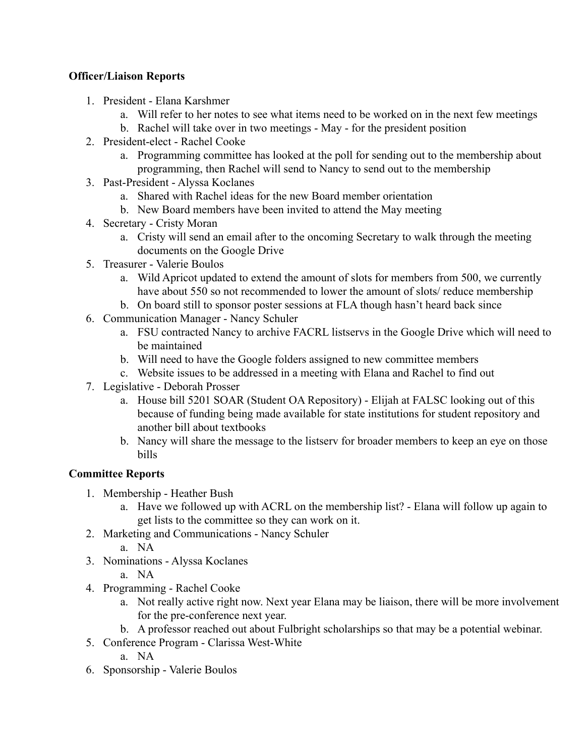**Officer/Liaison Reports**

1. President - Elana Karshmer
    a. Will refer to her notes to see what items need to be worked on in the next few meetings
    b. Rachel will take over in two meetings - May - for the president position
2. President-elect - Rachel Cooke
    a. Programming committee has looked at the poll for sending out to the membership about programming, then Rachel will send to Nancy to send out to the membership
3. Past-President - Alyssa Koclanes
    a. Shared with Rachel ideas for the new Board member orientation
    b. New Board members have been invited to attend the May meeting
4. Secretary - Cristy Moran
    a. Cristy will send an email after to the oncoming Secretary to walk through the meeting documents on the Google Drive
5. Treasurer - Valerie Boulos
    a. Wild Apricot updated to extend the amount of slots for members from 500, we currently have about 550 so not recommended to lower the amount of slots/ reduce membership
    b. On board still to sponsor poster sessions at FLA though hasn't heard back since
6. Communication Manager - Nancy Schuler
    a. FSU contracted Nancy to archive FACRL listservs in the Google Drive which will need to be maintained
    b. Will need to have the Google folders assigned to new committee members
    c. Website issues to be addressed in a meeting with Elana and Rachel to find out
7. Legislative - Deborah Prosser
    a. House bill 5201 SOAR (Student OA Repository) - Elijah at FALSC looking out of this because of funding being made available for state institutions for student repository and another bill about textbooks
    b. Nancy will share the message to the listserv for broader members to keep an eye on those bills

**Committee Reports**

1. Membership - Heather Bush
    a. Have we followed up with ACRL on the membership list? - Elana will follow up again to get lists to the committee so they can work on it.
2. Marketing and Communications - Nancy Schuler
    a. NA
3. Nominations - Alyssa Koclanes
    a. NA
4. Programming - Rachel Cooke
    a. Not really active right now. Next year Elana may be liaison, there will be more involvement for the pre-conference next year.
    b. A professor reached out about Fulbright scholarships so that may be a potential webinar.
5. Conference Program - Clarissa West-White
    a. NA
6. Sponsorship - Valerie Boulos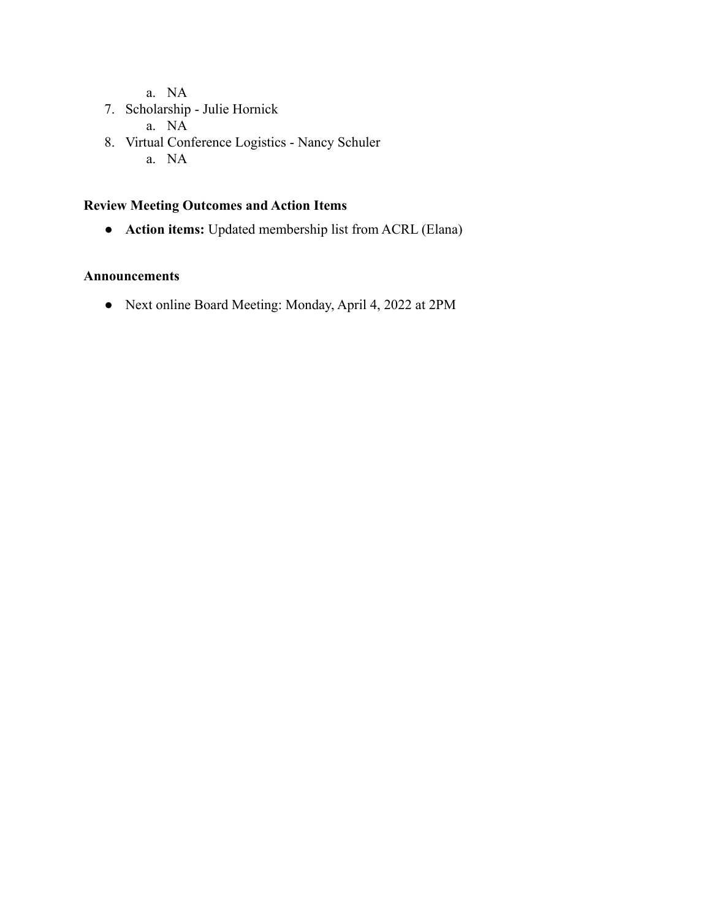a. NA
7. Scholarship - Julie Hornick
    a. NA
8. Virtual Conference Logistics - Nancy Schuler
    a. NA

**Review Meeting Outcomes and Action Items**

- **Action items:** Updated membership list from ACRL (Elana)

**Announcements**

- Next online Board Meeting: Monday, April 4, 2022 at 2PM